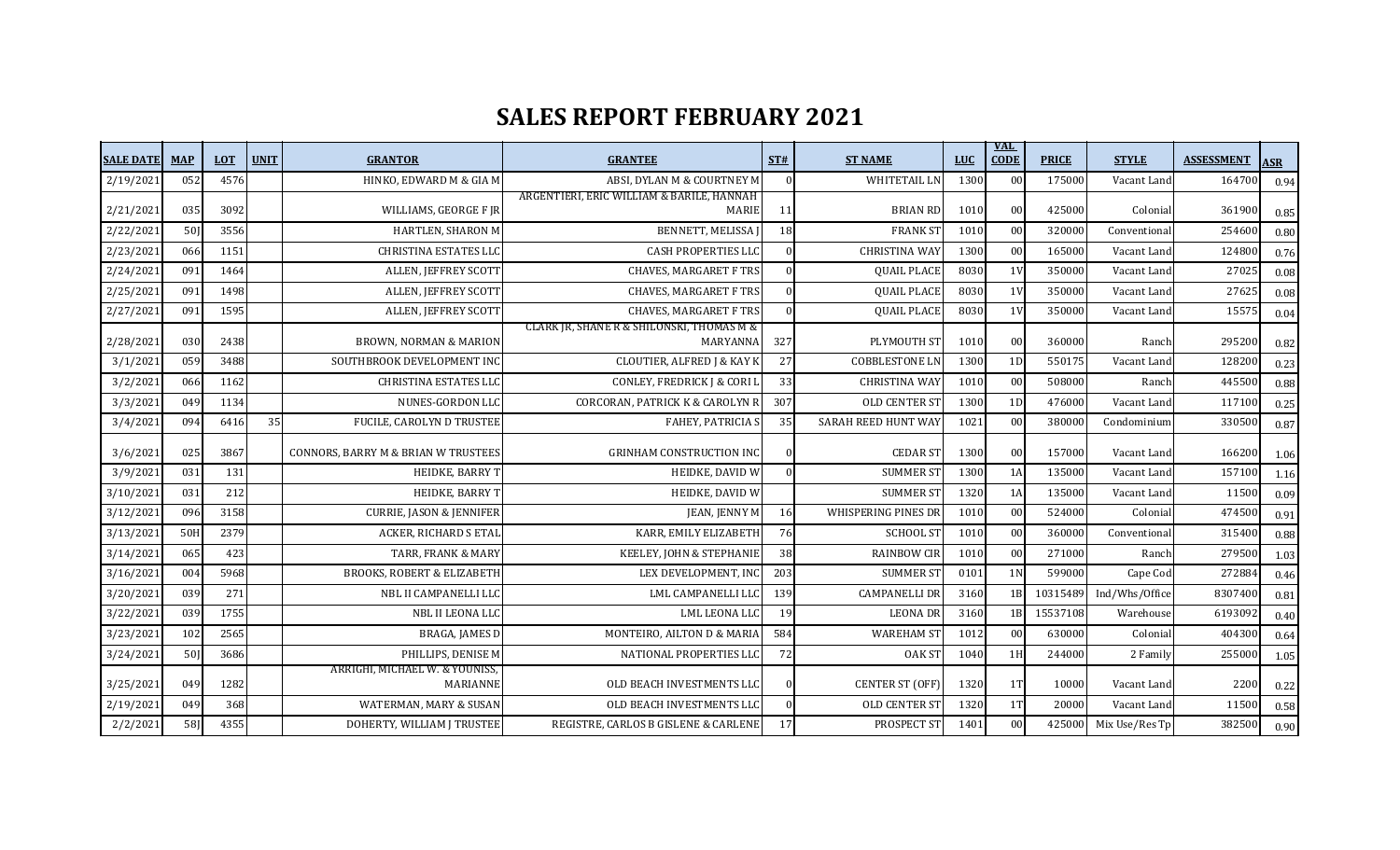# SALES REPORT FEBRUARY 2021

| SALE DATE | MAP | LOT | UNIT | GRANTOR | GRANTEE | ST# | ST NAME | LUC | VAL CODE | PRICE | STYLE | ASSESSMENT | ASR |
|---|---|---|---|---|---|---|---|---|---|---|---|---|---|
| 2/19/2021 | 052 | 4576 | | HINKO, EDWARD M & GIA M | ABSI, DYLAN M & COURTNEY M | 0 | WHITETAIL LN | 1300 | 00 | 175000 | Vacant Land | 164700 | 0.94 |
| 2/21/2021 | 035 | 3092 | | WILLIAMS, GEORGE F JR | ARGENTIERI, ERIC WILLIAM & BARILE, HANNAH MARIE | 11 | BRIAN RD | 1010 | 00 | 425000 | Colonial | 361900 | 0.85 |
| 2/22/2021 | 50J | 3556 | | HARTLEN, SHARON M | BENNETT, MELISSA J | 18 | FRANK ST | 1010 | 00 | 320000 | Conventional | 254600 | 0.80 |
| 2/23/2021 | 066 | 1151 | | CHRISTINA ESTATES LLC | CASH PROPERTIES LLC | 0 | CHRISTINA WAY | 1300 | 00 | 165000 | Vacant Land | 124800 | 0.76 |
| 2/24/2021 | 091 | 1464 | | ALLEN, JEFFREY SCOTT | CHAVES, MARGARET F TRS | 0 | QUAIL PLACE | 8030 | 1V | 350000 | Vacant Land | 27025 | 0.08 |
| 2/25/2021 | 091 | 1498 | | ALLEN, JEFFREY SCOTT | CHAVES, MARGARET F TRS | 0 | QUAIL PLACE | 8030 | 1V | 350000 | Vacant Land | 27625 | 0.08 |
| 2/27/2021 | 091 | 1595 | | ALLEN, JEFFREY SCOTT | CHAVES, MARGARET F TRS | 0 | QUAIL PLACE | 8030 | 1V | 350000 | Vacant Land | 15575 | 0.04 |
| 2/28/2021 | 030 | 2438 | | BROWN, NORMAN & MARION | CLARK JR, SHANE R & SHILONSKI, THOMAS M & MARYANNA | 327 | PLYMOUTH ST | 1010 | 00 | 360000 | Ranch | 295200 | 0.82 |
| 3/1/2021 | 059 | 3488 | | SOUTHBROOK DEVELOPMENT INC | CLOUTIER, ALFRED J & KAY K | 27 | COBBLESTONE LN | 1300 | 1D | 550175 | Vacant Land | 128200 | 0.23 |
| 3/2/2021 | 066 | 1162 | | CHRISTINA ESTATES LLC | CONLEY, FREDRICK J & CORI L | 33 | CHRISTINA WAY | 1010 | 00 | 508000 | Ranch | 445500 | 0.88 |
| 3/3/2021 | 049 | 1134 | | NUNES-GORDON LLC | CORCORAN, PATRICK K & CAROLYN R | 307 | OLD CENTER ST | 1300 | 1D | 476000 | Vacant Land | 117100 | 0.25 |
| 3/4/2021 | 094 | 6416 | 35 | FUCILE, CAROLYN D TRUSTEE | FAHEY, PATRICIA S | 35 | SARAH REED HUNT WAY | 1021 | 00 | 380000 | Condominium | 330500 | 0.87 |
| 3/6/2021 | 025 | 3867 | | CONNORS, BARRY M & BRIAN W TRUSTEES | GRINHAM CONSTRUCTION INC | 0 | CEDAR ST | 1300 | 00 | 157000 | Vacant Land | 166200 | 1.06 |
| 3/9/2021 | 031 | 131 | | HEIDKE, BARRY T | HEIDKE, DAVID W | 0 | SUMMER ST | 1300 | 1A | 135000 | Vacant Land | 157100 | 1.16 |
| 3/10/2021 | 031 | 212 | | HEIDKE, BARRY T | HEIDKE, DAVID W | | SUMMER ST | 1320 | 1A | 135000 | Vacant Land | 11500 | 0.09 |
| 3/12/2021 | 096 | 3158 | | CURRIE, JASON & JENNIFER | JEAN, JENNY M | 16 | WHISPERING PINES DR | 1010 | 00 | 524000 | Colonial | 474500 | 0.91 |
| 3/13/2021 | 50H | 2379 | | ACKER, RICHARD S ETAL | KARR, EMILY ELIZABETH | 76 | SCHOOL ST | 1010 | 00 | 360000 | Conventional | 315400 | 0.88 |
| 3/14/2021 | 065 | 423 | | TARR, FRANK & MARY | KEELEY, JOHN & STEPHANIE | 38 | RAINBOW CIR | 1010 | 00 | 271000 | Ranch | 279500 | 1.03 |
| 3/16/2021 | 004 | 5968 | | BROOKS, ROBERT & ELIZABETH | LEX DEVELOPMENT, INC | 203 | SUMMER ST | 0101 | 1N | 599000 | Cape Cod | 272884 | 0.46 |
| 3/20/2021 | 039 | 271 | | NBL II CAMPANELLI LLC | LML CAMPANELLI LLC | 139 | CAMPANELLI DR | 3160 | 1B | 10315489 | Ind/Whs/Office | 8307400 | 0.81 |
| 3/22/2021 | 039 | 1755 | | NBL II LEONA LLC | LML LEONA LLC | 19 | LEONA DR | 3160 | 1B | 15537108 | Warehouse | 6193092 | 0.40 |
| 3/23/2021 | 102 | 2565 | | BRAGA, JAMES D | MONTEIRO, AILTON D & MARIA | 584 | WAREHAM ST | 1012 | 00 | 630000 | Colonial | 404300 | 0.64 |
| 3/24/2021 | 50J | 3686 | | PHILLIPS, DENISE M | NATIONAL PROPERTIES LLC | 72 | OAK ST | 1040 | 1H | 244000 | 2 Family | 255000 | 1.05 |
| 3/25/2021 | 049 | 1282 | | ARRIGHI, MICHAEL W. & YOUNISS, MARIANNE | OLD BEACH INVESTMENTS LLC | 0 | CENTER ST (OFF) | 1320 | 1T | 10000 | Vacant Land | 2200 | 0.22 |
| 2/19/2021 | 049 | 368 | | WATERMAN, MARY & SUSAN | OLD BEACH INVESTMENTS LLC | 0 | OLD CENTER ST | 1320 | 1T | 20000 | Vacant Land | 11500 | 0.58 |
| 2/2/2021 | 58J | 4355 | | DOHERTY, WILLIAM J TRUSTEE | REGISTRE, CARLOS B GISLENE & CARLENE | 17 | PROSPECT ST | 1401 | 00 | 425000 | Mix Use/Res Tp | 382500 | 0.90 |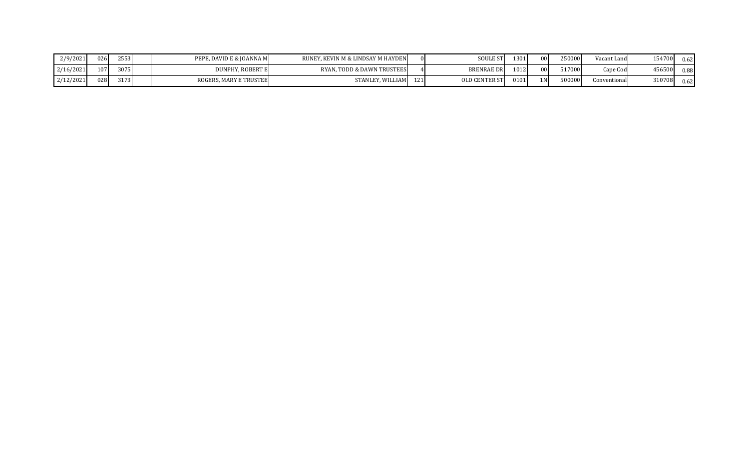| | | | | | | | | | | | | | |
|---|---|---|---|---|---|---|---|---|---|---|---|---|---|
| 2/9/2021 | 026 | 2553 | | PEPE, DAVID E & JOANNA M | RUNEY, KEVIN M & LINDSAY M HAYDEN | 0 | SOULE ST | 1301 | 00 | 250000 | Vacant Land | 154700 | 0.62 |
| 2/16/2021 | 107 | 3075 | | DUNPHY, ROBERT E | RYAN, TODD & DAWN TRUSTEES | 4 | BRENRAE DR | 1012 | 00 | 517000 | Cape Cod | 456500 | 0.88 |
| 2/12/2021 | 028 | 3173 | | ROGERS, MARY E TRUSTEE | STANLEY, WILLIAM | 121 | OLD CENTER ST | 0101 | 1N | 500000 | Conventional | 310708 | 0.62 |